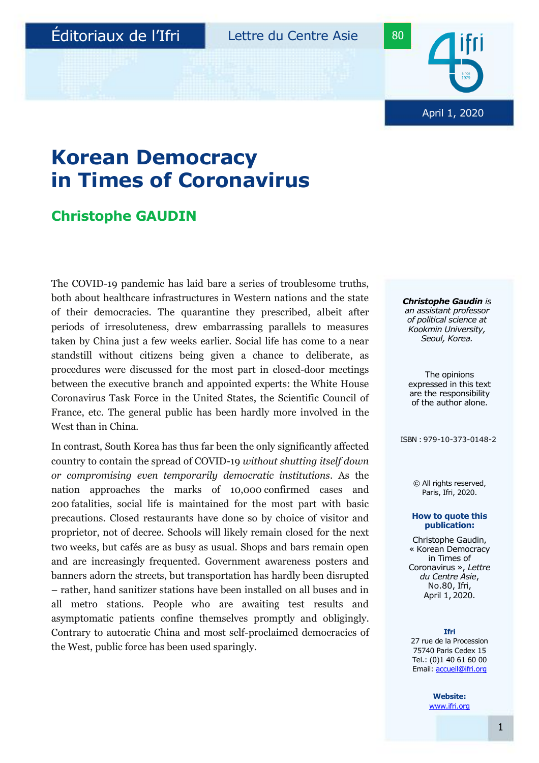Éditoriaux de l'Ifri

Lettre du Centre Asie

80

April 1, 2020

# Korean Democracy in Times of Coronavirus

## Christophe GAUDIN

The COVID-19 pandemic has laid bare a series of troublesome truths, both about healthcare infrastructures in Western nations and the state of their democracies. The quarantine they prescribed, albeit after periods of irresoluteness, drew embarrassing parallels to measures taken by China just a few weeks earlier. Social life has come to a near standstill without citizens being given a chance to deliberate, as procedures were discussed for the most part in closed-door meetings between the executive branch and appointed experts: the White House Coronavirus Task Force in the United States, the Scientific Council of France, etc. The general public has been hardly more involved in the West than in China.

In contrast, South Korea has thus far been the only significantly affected country to contain the spread of COVID-19 *without shutting itself down or compromising even temporarily democratic institutions*. As the nation approaches the marks of 10,000 confirmed cases and 200 fatalities, social life is maintained for the most part with basic precautions. Closed restaurants have done so by choice of visitor and proprietor, not of decree. Schools will likely remain closed for the next two weeks, but cafés are as busy as usual. Shops and bars remain open and are increasingly frequented. Government awareness posters and banners adorn the streets, but transportation has hardly been disrupted – rather, hand sanitizer stations have been installed on all buses and in all metro stations. People who are awaiting test results and asymptomatic patients confine themselves promptly and obligingly. Contrary to autocratic China and most self-proclaimed democracies of the West, public force has been used sparingly.

***Christophe Gaudin** is an assistant professor of political science at Kookmin University, Seoul, Korea.*

The opinions expressed in this text are the responsibility of the author alone.

ISBN : 979-10-373-0148-2

© All rights reserved, Paris, Ifri, 2020.

**How to quote this publication:**

Christophe Gaudin, « Korean Democracy in Times of Coronavirus », *Lettre du Centre Asie*, No.80, Ifri, April 1, 2020.

**Ifri**
27 rue de la Procession
75740 Paris Cedex 15
Tel.: (0)1 40 61 60 00
Email: accueil@ifri.org

**Website:**
www.ifri.org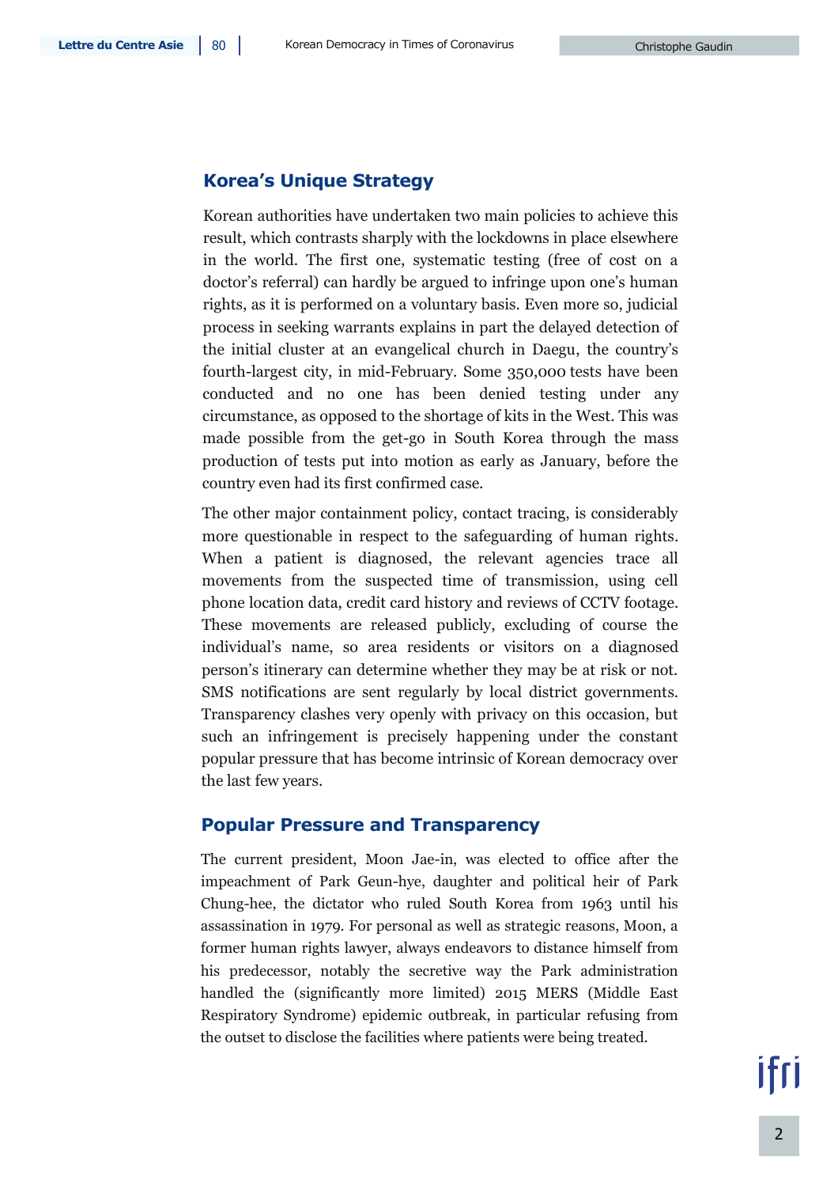## Korea's Unique Strategy

Korean authorities have undertaken two main policies to achieve this result, which contrasts sharply with the lockdowns in place elsewhere in the world. The first one, systematic testing (free of cost on a doctor's referral) can hardly be argued to infringe upon one's human rights, as it is performed on a voluntary basis. Even more so, judicial process in seeking warrants explains in part the delayed detection of the initial cluster at an evangelical church in Daegu, the country's fourth-largest city, in mid-February. Some 350,000 tests have been conducted and no one has been denied testing under any circumstance, as opposed to the shortage of kits in the West. This was made possible from the get-go in South Korea through the mass production of tests put into motion as early as January, before the country even had its first confirmed case.

The other major containment policy, contact tracing, is considerably more questionable in respect to the safeguarding of human rights. When a patient is diagnosed, the relevant agencies trace all movements from the suspected time of transmission, using cell phone location data, credit card history and reviews of CCTV footage. These movements are released publicly, excluding of course the individual's name, so area residents or visitors on a diagnosed person's itinerary can determine whether they may be at risk or not. SMS notifications are sent regularly by local district governments. Transparency clashes very openly with privacy on this occasion, but such an infringement is precisely happening under the constant popular pressure that has become intrinsic of Korean democracy over the last few years.

## Popular Pressure and Transparency

The current president, Moon Jae-in, was elected to office after the impeachment of Park Geun-hye, daughter and political heir of Park Chung-hee, the dictator who ruled South Korea from 1963 until his assassination in 1979. For personal as well as strategic reasons, Moon, a former human rights lawyer, always endeavors to distance himself from his predecessor, notably the secretive way the Park administration handled the (significantly more limited) 2015 MERS (Middle East Respiratory Syndrome) epidemic outbreak, in particular refusing from the outset to disclose the facilities where patients were being treated.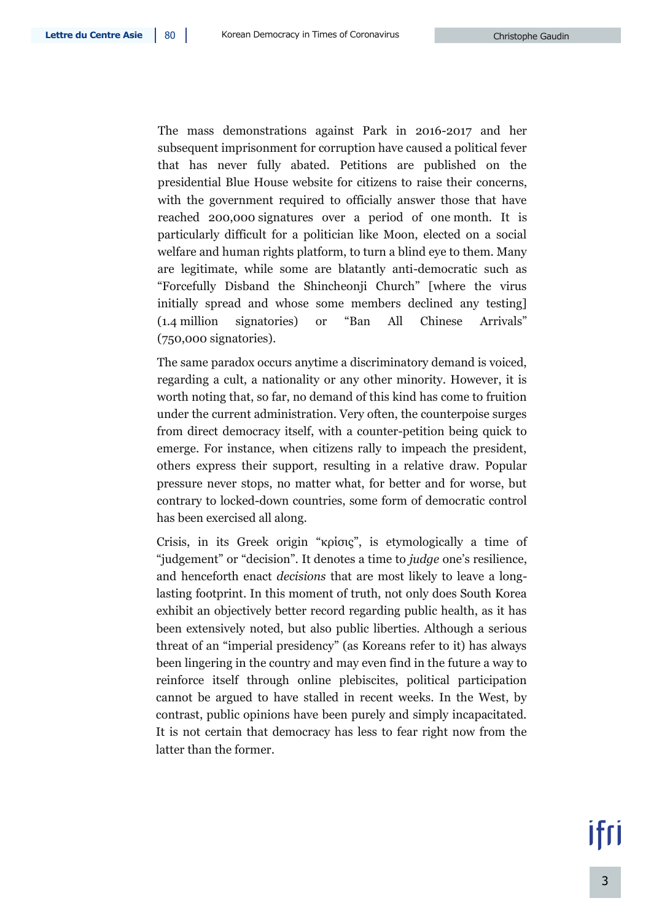The mass demonstrations against Park in 2016-2017 and her subsequent imprisonment for corruption have caused a political fever that has never fully abated. Petitions are published on the presidential Blue House website for citizens to raise their concerns, with the government required to officially answer those that have reached 200,000 signatures over a period of one month. It is particularly difficult for a politician like Moon, elected on a social welfare and human rights platform, to turn a blind eye to them. Many are legitimate, while some are blatantly anti-democratic such as "Forcefully Disband the Shincheonji Church" [where the virus initially spread and whose some members declined any testing] (1.4 million signatories) or "Ban All Chinese Arrivals" (750,000 signatories).

The same paradox occurs anytime a discriminatory demand is voiced, regarding a cult, a nationality or any other minority. However, it is worth noting that, so far, no demand of this kind has come to fruition under the current administration. Very often, the counterpoise surges from direct democracy itself, with a counter-petition being quick to emerge. For instance, when citizens rally to impeach the president, others express their support, resulting in a relative draw. Popular pressure never stops, no matter what, for better and for worse, but contrary to locked-down countries, some form of democratic control has been exercised all along.

Crisis, in its Greek origin "κρίσις", is etymologically a time of "judgement" or "decision". It denotes a time to *judge* one's resilience, and henceforth enact *decisions* that are most likely to leave a long-lasting footprint. In this moment of truth, not only does South Korea exhibit an objectively better record regarding public health, as it has been extensively noted, but also public liberties. Although a serious threat of an "imperial presidency" (as Koreans refer to it) has always been lingering in the country and may even find in the future a way to reinforce itself through online plebiscites, political participation cannot be argued to have stalled in recent weeks. In the West, by contrast, public opinions have been purely and simply incapacitated. It is not certain that democracy has less to fear right now from the latter than the former.